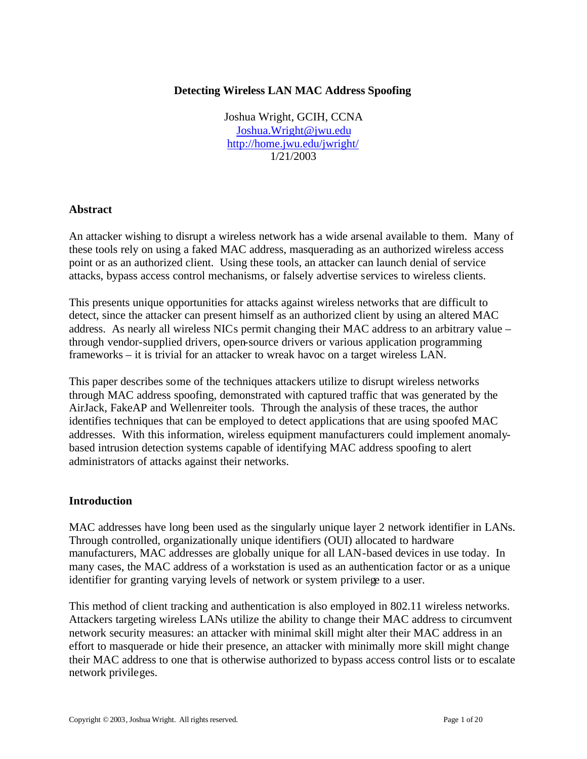# Detecting Wireless LAN MAC Address Spoofing

Joshua Wright, GCIH, CCNA
Joshua.Wright@jwu.edu
http://home.jwu.edu/jwright/
1/21/2003

## Abstract

An attacker wishing to disrupt a wireless network has a wide arsenal available to them. Many of these tools rely on using a faked MAC address, masquerading as an authorized wireless access point or as an authorized client. Using these tools, an attacker can launch denial of service attacks, bypass access control mechanisms, or falsely advertise services to wireless clients.

This presents unique opportunities for attacks against wireless networks that are difficult to detect, since the attacker can present himself as an authorized client by using an altered MAC address. As nearly all wireless NICs permit changing their MAC address to an arbitrary value – through vendor-supplied drivers, open-source drivers or various application programming frameworks – it is trivial for an attacker to wreak havoc on a target wireless LAN.

This paper describes some of the techniques attackers utilize to disrupt wireless networks through MAC address spoofing, demonstrated with captured traffic that was generated by the AirJack, FakeAP and Wellenreiter tools. Through the analysis of these traces, the author identifies techniques that can be employed to detect applications that are using spoofed MAC addresses. With this information, wireless equipment manufacturers could implement anomaly-based intrusion detection systems capable of identifying MAC address spoofing to alert administrators of attacks against their networks.

## Introduction

MAC addresses have long been used as the singularly unique layer 2 network identifier in LANs. Through controlled, organizationally unique identifiers (OUI) allocated to hardware manufacturers, MAC addresses are globally unique for all LAN-based devices in use today. In many cases, the MAC address of a workstation is used as an authentication factor or as a unique identifier for granting varying levels of network or system privilege to a user.

This method of client tracking and authentication is also employed in 802.11 wireless networks. Attackers targeting wireless LANs utilize the ability to change their MAC address to circumvent network security measures: an attacker with minimal skill might alter their MAC address in an effort to masquerade or hide their presence, an attacker with minimally more skill might change their MAC address to one that is otherwise authorized to bypass access control lists or to escalate network privileges.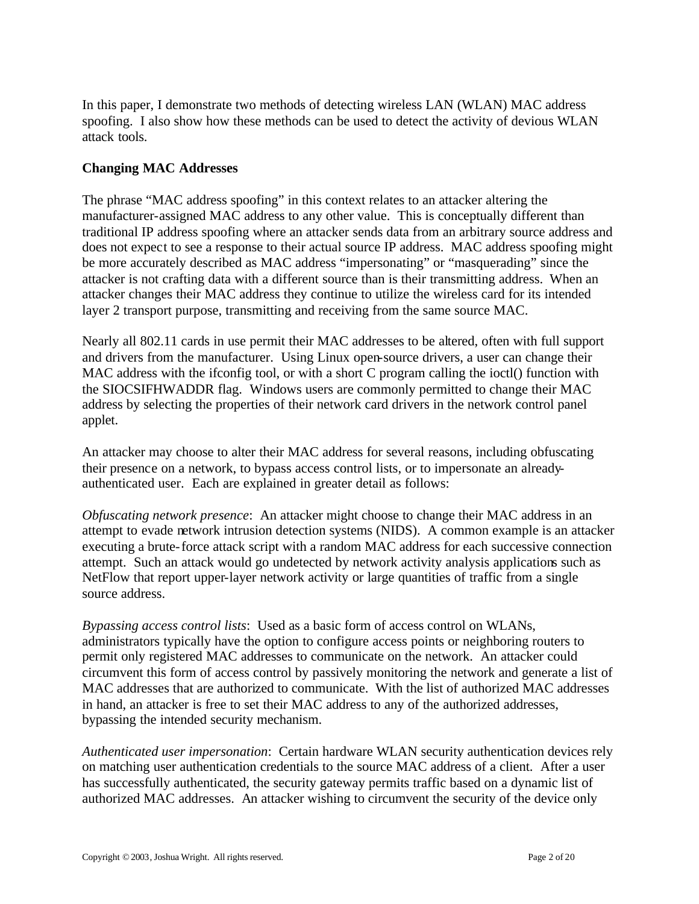In this paper, I demonstrate two methods of detecting wireless LAN (WLAN) MAC address spoofing. I also show how these methods can be used to detect the activity of devious WLAN attack tools.

**Changing MAC Addresses**

The phrase "MAC address spoofing" in this context relates to an attacker altering the manufacturer-assigned MAC address to any other value. This is conceptually different than traditional IP address spoofing where an attacker sends data from an arbitrary source address and does not expect to see a response to their actual source IP address. MAC address spoofing might be more accurately described as MAC address "impersonating" or "masquerading" since the attacker is not crafting data with a different source than is their transmitting address. When an attacker changes their MAC address they continue to utilize the wireless card for its intended layer 2 transport purpose, transmitting and receiving from the same source MAC.

Nearly all 802.11 cards in use permit their MAC addresses to be altered, often with full support and drivers from the manufacturer. Using Linux open-source drivers, a user can change their MAC address with the ifconfig tool, or with a short C program calling the ioctl() function with the SIOCSIFHWADDR flag. Windows users are commonly permitted to change their MAC address by selecting the properties of their network card drivers in the network control panel applet.

An attacker may choose to alter their MAC address for several reasons, including obfuscating their presence on a network, to bypass access control lists, or to impersonate an already-authenticated user. Each are explained in greater detail as follows:

*Obfuscating network presence*: An attacker might choose to change their MAC address in an attempt to evade network intrusion detection systems (NIDS). A common example is an attacker executing a brute-force attack script with a random MAC address for each successive connection attempt. Such an attack would go undetected by network activity analysis applications such as NetFlow that report upper-layer network activity or large quantities of traffic from a single source address.

*Bypassing access control lists*: Used as a basic form of access control on WLANs, administrators typically have the option to configure access points or neighboring routers to permit only registered MAC addresses to communicate on the network. An attacker could circumvent this form of access control by passively monitoring the network and generate a list of MAC addresses that are authorized to communicate. With the list of authorized MAC addresses in hand, an attacker is free to set their MAC address to any of the authorized addresses, bypassing the intended security mechanism.

*Authenticated user impersonation*: Certain hardware WLAN security authentication devices rely on matching user authentication credentials to the source MAC address of a client. After a user has successfully authenticated, the security gateway permits traffic based on a dynamic list of authorized MAC addresses. An attacker wishing to circumvent the security of the device only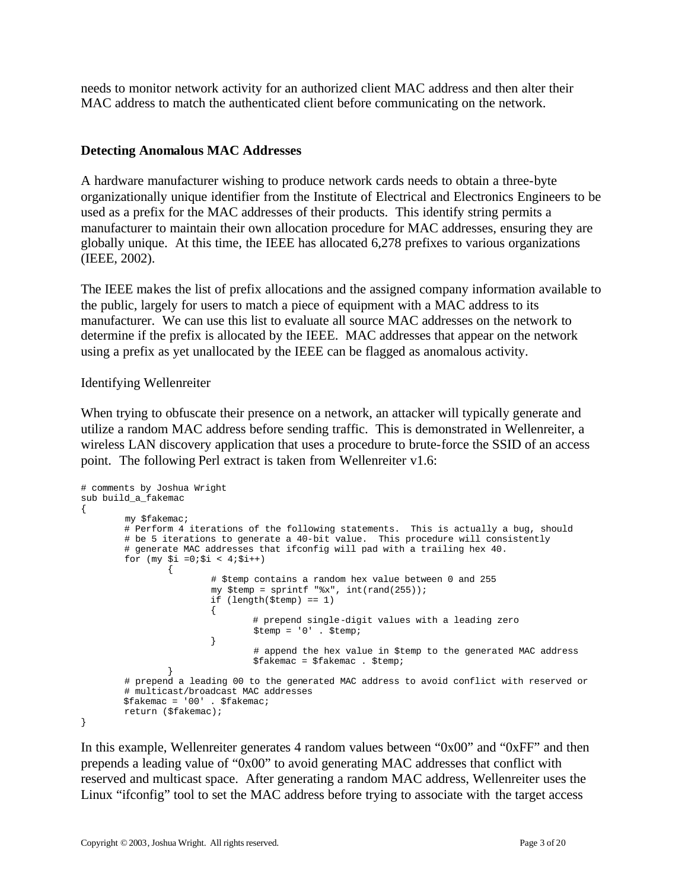needs to monitor network activity for an authorized client MAC address and then alter their MAC address to match the authenticated client before communicating on the network.

### Detecting Anomalous MAC Addresses

A hardware manufacturer wishing to produce network cards needs to obtain a three-byte organizationally unique identifier from the Institute of Electrical and Electronics Engineers to be used as a prefix for the MAC addresses of their products. This identify string permits a manufacturer to maintain their own allocation procedure for MAC addresses, ensuring they are globally unique. At this time, the IEEE has allocated 6,278 prefixes to various organizations (IEEE, 2002).

The IEEE makes the list of prefix allocations and the assigned company information available to the public, largely for users to match a piece of equipment with a MAC address to its manufacturer. We can use this list to evaluate all source MAC addresses on the network to determine if the prefix is allocated by the IEEE. MAC addresses that appear on the network using a prefix as yet unallocated by the IEEE can be flagged as anomalous activity.

#### Identifying Wellenreiter

When trying to obfuscate their presence on a network, an attacker will typically generate and utilize a random MAC address before sending traffic. This is demonstrated in Wellenreiter, a wireless LAN discovery application that uses a procedure to brute-force the SSID of an access point. The following Perl extract is taken from Wellenreiter v1.6:

```
# comments by Joshua Wright
sub build_a_fakemac
{
        my $fakemac;
        # Perform 4 iterations of the following statements.  This is actually a bug, should
        # be 5 iterations to generate a 40-bit value.  This procedure will consistently
        # generate MAC addresses that ifconfig will pad with a trailing hex 40.
        for (my $i =0;$i < 4;$i++)
                {
                        # $temp contains a random hex value between 0 and 255
                        my $temp = sprintf "%x", int(rand(255));
                        if (length($temp) == 1)
                        {
                                # prepend single-digit values with a leading zero
                                $temp = '0' . $temp;
                        }
                                # append the hex value in $temp to the generated MAC address
                                $fakemac = $fakemac . $temp;
                }
        # prepend a leading 00 to the generated MAC address to avoid conflict with reserved or
        # multicast/broadcast MAC addresses
        $fakemac = '00' . $fakemac;
        return ($fakemac);
}
```

In this example, Wellenreiter generates 4 random values between "0x00" and "0xFF" and then prepends a leading value of "0x00" to avoid generating MAC addresses that conflict with reserved and multicast space. After generating a random MAC address, Wellenreiter uses the Linux "ifconfig" tool to set the MAC address before trying to associate with the target access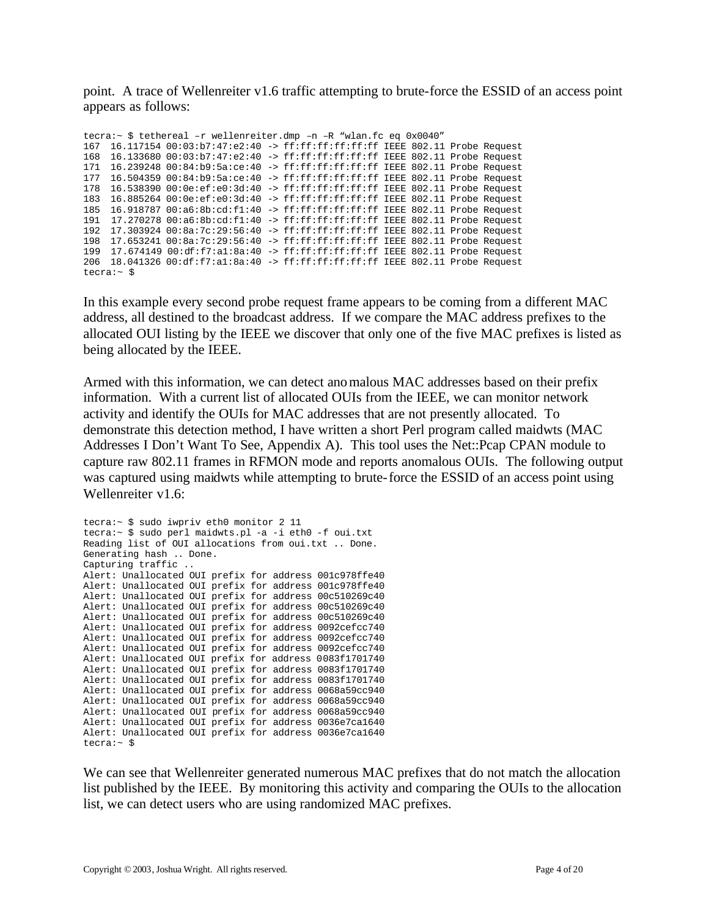point. A trace of Wellenreiter v1.6 traffic attempting to brute-force the ESSID of an access point appears as follows:

```
tecra:~ $ tethereal –r wellenreiter.dmp –n –R "wlan.fc eq 0x0040"
167  16.117154 00:03:b7:47:e2:40 -> ff:ff:ff:ff:ff:ff IEEE 802.11 Probe Request
168  16.133680 00:03:b7:47:e2:40 -> ff:ff:ff:ff:ff:ff IEEE 802.11 Probe Request
171  16.239248 00:84:b9:5a:ce:40 -> ff:ff:ff:ff:ff:ff IEEE 802.11 Probe Request
177  16.504359 00:84:b9:5a:ce:40 -> ff:ff:ff:ff:ff:ff IEEE 802.11 Probe Request
178  16.538390 00:0e:ef:e0:3d:40 -> ff:ff:ff:ff:ff:ff IEEE 802.11 Probe Request
183  16.885264 00:0e:ef:e0:3d:40 -> ff:ff:ff:ff:ff:ff IEEE 802.11 Probe Request
185  16.918787 00:a6:8b:cd:f1:40 -> ff:ff:ff:ff:ff:ff IEEE 802.11 Probe Request
191  17.270278 00:a6:8b:cd:f1:40 -> ff:ff:ff:ff:ff:ff IEEE 802.11 Probe Request
192  17.303924 00:8a:7c:29:56:40 -> ff:ff:ff:ff:ff:ff IEEE 802.11 Probe Request
198  17.653241 00:8a:7c:29:56:40 -> ff:ff:ff:ff:ff:ff IEEE 802.11 Probe Request
199  17.674149 00:df:f7:a1:8a:40 -> ff:ff:ff:ff:ff:ff IEEE 802.11 Probe Request
206  18.041326 00:df:f7:a1:8a:40 -> ff:ff:ff:ff:ff:ff IEEE 802.11 Probe Request
tecra:~ $
```

In this example every second probe request frame appears to be coming from a different MAC address, all destined to the broadcast address. If we compare the MAC address prefixes to the allocated OUI listing by the IEEE we discover that only one of the five MAC prefixes is listed as being allocated by the IEEE.

Armed with this information, we can detect anomalous MAC addresses based on their prefix information. With a current list of allocated OUIs from the IEEE, we can monitor network activity and identify the OUIs for MAC addresses that are not presently allocated. To demonstrate this detection method, I have written a short Perl program called maidwts (MAC Addresses I Don't Want To See, Appendix A). This tool uses the Net::Pcap CPAN module to capture raw 802.11 frames in RFMON mode and reports anomalous OUIs. The following output was captured using maidwts while attempting to brute-force the ESSID of an access point using Wellenreiter v1.6:

```
tecra:~ $ sudo iwpriv eth0 monitor 2 11
tecra:~ $ sudo perl maidwts.pl -a -i eth0 -f oui.txt
Reading list of OUI allocations from oui.txt .. Done.
Generating hash .. Done.
Capturing traffic ..
Alert: Unallocated OUI prefix for address 001c978ffe40
Alert: Unallocated OUI prefix for address 001c978ffe40
Alert: Unallocated OUI prefix for address 00c510269c40
Alert: Unallocated OUI prefix for address 00c510269c40
Alert: Unallocated OUI prefix for address 00c510269c40
Alert: Unallocated OUI prefix for address 0092cefcc740
Alert: Unallocated OUI prefix for address 0092cefcc740
Alert: Unallocated OUI prefix for address 0092cefcc740
Alert: Unallocated OUI prefix for address 0083f1701740
Alert: Unallocated OUI prefix for address 0083f1701740
Alert: Unallocated OUI prefix for address 0083f1701740
Alert: Unallocated OUI prefix for address 0068a59cc940
Alert: Unallocated OUI prefix for address 0068a59cc940
Alert: Unallocated OUI prefix for address 0068a59cc940
Alert: Unallocated OUI prefix for address 0036e7ca1640
Alert: Unallocated OUI prefix for address 0036e7ca1640
tecra:~ $
```

We can see that Wellenreiter generated numerous MAC prefixes that do not match the allocation list published by the IEEE. By monitoring this activity and comparing the OUIs to the allocation list, we can detect users who are using randomized MAC prefixes.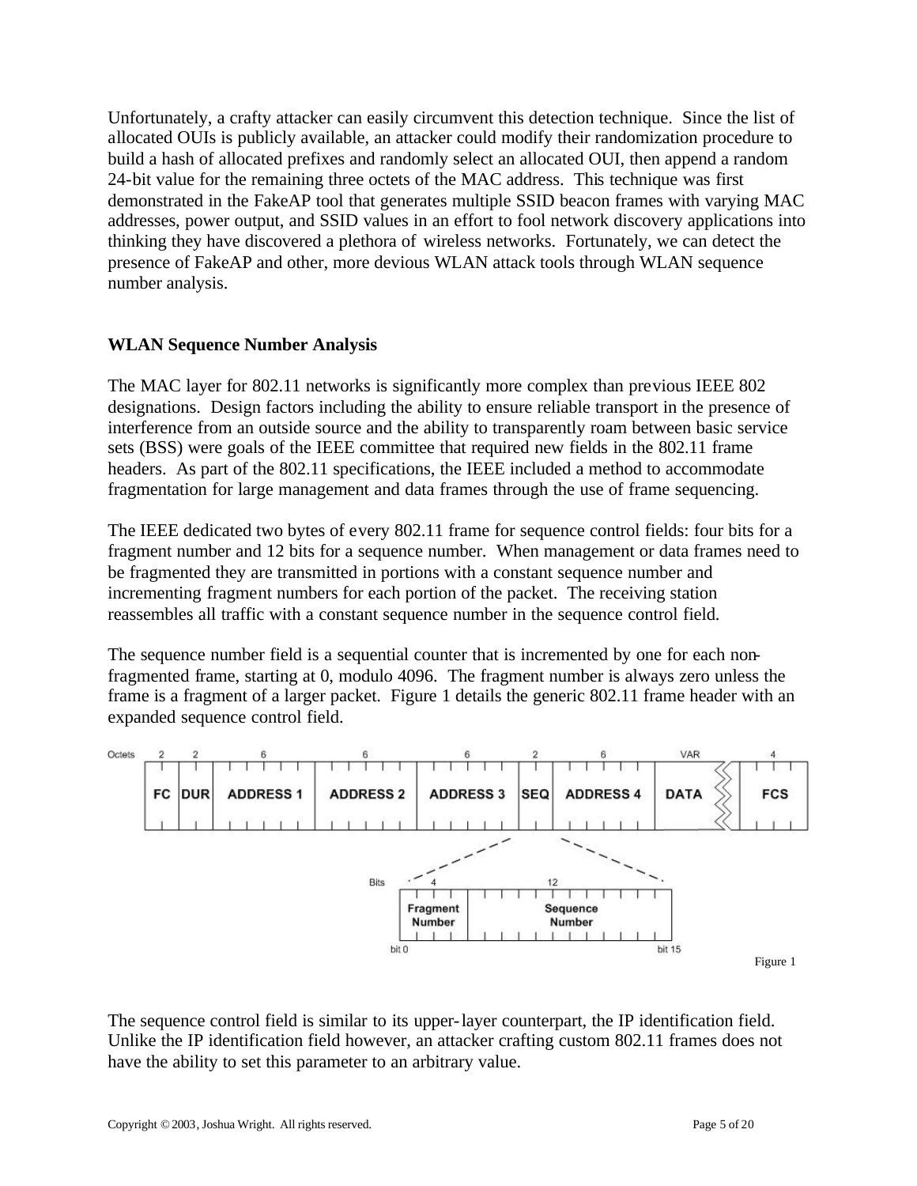Unfortunately, a crafty attacker can easily circumvent this detection technique. Since the list of allocated OUIs is publicly available, an attacker could modify their randomization procedure to build a hash of allocated prefixes and randomly select an allocated OUI, then append a random 24-bit value for the remaining three octets of the MAC address. This technique was first demonstrated in the FakeAP tool that generates multiple SSID beacon frames with varying MAC addresses, power output, and SSID values in an effort to fool network discovery applications into thinking they have discovered a plethora of wireless networks. Fortunately, we can detect the presence of FakeAP and other, more devious WLAN attack tools through WLAN sequence number analysis.

**WLAN Sequence Number Analysis**

The MAC layer for 802.11 networks is significantly more complex than previous IEEE 802 designations. Design factors including the ability to ensure reliable transport in the presence of interference from an outside source and the ability to transparently roam between basic service sets (BSS) were goals of the IEEE committee that required new fields in the 802.11 frame headers. As part of the 802.11 specifications, the IEEE included a method to accommodate fragmentation for large management and data frames through the use of frame sequencing.

The IEEE dedicated two bytes of every 802.11 frame for sequence control fields: four bits for a fragment number and 12 bits for a sequence number. When management or data frames need to be fragmented they are transmitted in portions with a constant sequence number and incrementing fragment numbers for each portion of the packet. The receiving station reassembles all traffic with a constant sequence number in the sequence control field.

The sequence number field is a sequential counter that is incremented by one for each non-fragmented frame, starting at 0, modulo 4096. The fragment number is always zero unless the frame is a fragment of a larger packet. Figure 1 details the generic 802.11 frame header with an expanded sequence control field.

| Octets | 2 | 2 | 6 | 6 | 6 | 2 | 6 | VAR | 4 |
|---|---|---|---|---|---|---|---|---|---|
| | FC | DUR | ADDRESS 1 | ADDRESS 2 | ADDRESS 3 | SEQ | ADDRESS 4 | DATA | FCS |

| Bits | 4 | 12 |
|---|---|---|
| | Fragment Number | Sequence Number |
| | bit 0 | bit 15 |

Figure 1

The sequence control field is similar to its upper-layer counterpart, the IP identification field. Unlike the IP identification field however, an attacker crafting custom 802.11 frames does not have the ability to set this parameter to an arbitrary value.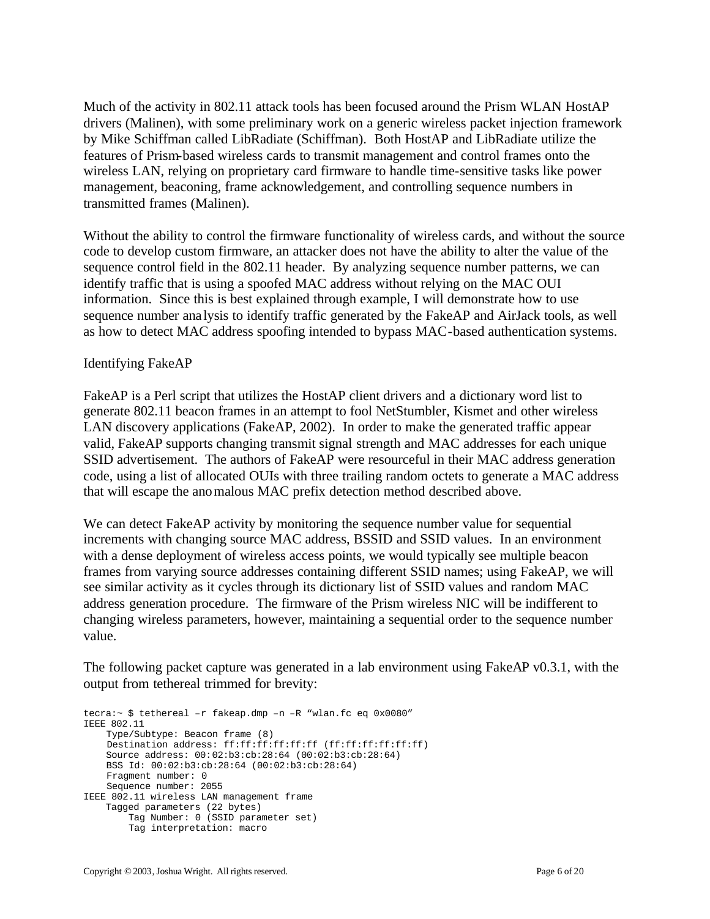Much of the activity in 802.11 attack tools has been focused around the Prism WLAN HostAP drivers (Malinen), with some preliminary work on a generic wireless packet injection framework by Mike Schiffman called LibRadiate (Schiffman). Both HostAP and LibRadiate utilize the features of Prism-based wireless cards to transmit management and control frames onto the wireless LAN, relying on proprietary card firmware to handle time-sensitive tasks like power management, beaconing, frame acknowledgement, and controlling sequence numbers in transmitted frames (Malinen).

Without the ability to control the firmware functionality of wireless cards, and without the source code to develop custom firmware, an attacker does not have the ability to alter the value of the sequence control field in the 802.11 header. By analyzing sequence number patterns, we can identify traffic that is using a spoofed MAC address without relying on the MAC OUI information. Since this is best explained through example, I will demonstrate how to use sequence number analysis to identify traffic generated by the FakeAP and AirJack tools, as well as how to detect MAC address spoofing intended to bypass MAC-based authentication systems.

### Identifying FakeAP

FakeAP is a Perl script that utilizes the HostAP client drivers and a dictionary word list to generate 802.11 beacon frames in an attempt to fool NetStumbler, Kismet and other wireless LAN discovery applications (FakeAP, 2002). In order to make the generated traffic appear valid, FakeAP supports changing transmit signal strength and MAC addresses for each unique SSID advertisement. The authors of FakeAP were resourceful in their MAC address generation code, using a list of allocated OUIs with three trailing random octets to generate a MAC address that will escape the anomalous MAC prefix detection method described above.

We can detect FakeAP activity by monitoring the sequence number value for sequential increments with changing source MAC address, BSSID and SSID values. In an environment with a dense deployment of wireless access points, we would typically see multiple beacon frames from varying source addresses containing different SSID names; using FakeAP, we will see similar activity as it cycles through its dictionary list of SSID values and random MAC address generation procedure. The firmware of the Prism wireless NIC will be indifferent to changing wireless parameters, however, maintaining a sequential order to the sequence number value.

The following packet capture was generated in a lab environment using FakeAP v0.3.1, with the output from tethereal trimmed for brevity:

```
tecra:~ $ tethereal –r fakeap.dmp –n –R “wlan.fc eq 0x0080”
IEEE 802.11
    Type/Subtype: Beacon frame (8)
    Destination address: ff:ff:ff:ff:ff:ff (ff:ff:ff:ff:ff:ff)
    Source address: 00:02:b3:cb:28:64 (00:02:b3:cb:28:64)
    BSS Id: 00:02:b3:cb:28:64 (00:02:b3:cb:28:64)
    Fragment number: 0
    Sequence number: 2055
IEEE 802.11 wireless LAN management frame
    Tagged parameters (22 bytes)
        Tag Number: 0 (SSID parameter set)
        Tag interpretation: macro
```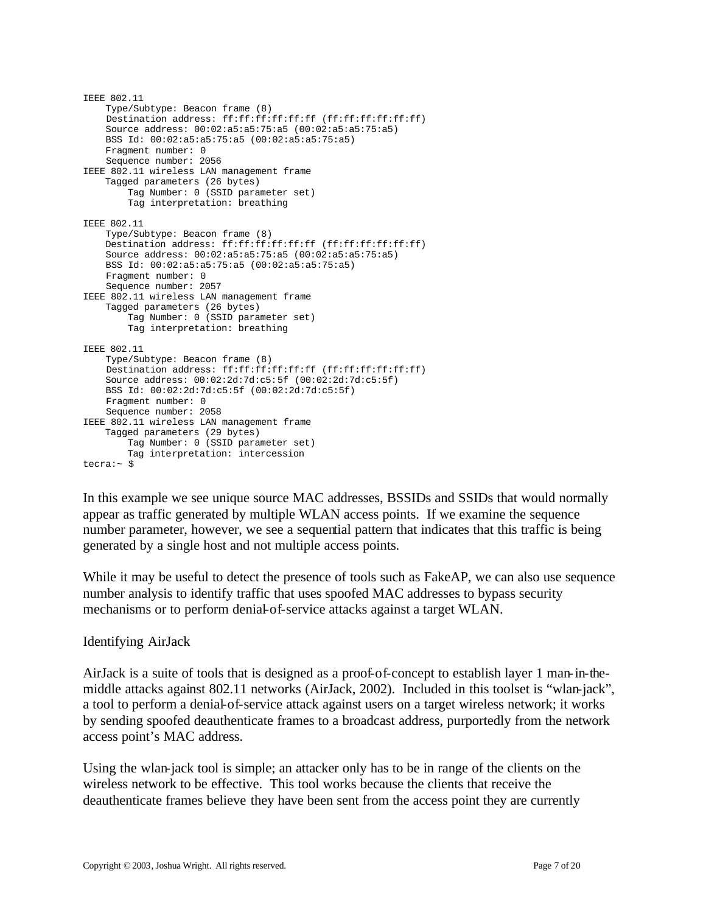```
IEEE 802.11
    Type/Subtype: Beacon frame (8)
    Destination address: ff:ff:ff:ff:ff:ff (ff:ff:ff:ff:ff:ff)
    Source address: 00:02:a5:a5:75:a5 (00:02:a5:a5:75:a5)
    BSS Id: 00:02:a5:a5:75:a5 (00:02:a5:a5:75:a5)
    Fragment number: 0
    Sequence number: 2056
IEEE 802.11 wireless LAN management frame
    Tagged parameters (26 bytes)
        Tag Number: 0 (SSID parameter set)
        Tag interpretation: breathing

IEEE 802.11
    Type/Subtype: Beacon frame (8)
    Destination address: ff:ff:ff:ff:ff:ff (ff:ff:ff:ff:ff:ff)
    Source address: 00:02:a5:a5:75:a5 (00:02:a5:a5:75:a5)
    BSS Id: 00:02:a5:a5:75:a5 (00:02:a5:a5:75:a5)
    Fragment number: 0
    Sequence number: 2057
IEEE 802.11 wireless LAN management frame
    Tagged parameters (26 bytes)
        Tag Number: 0 (SSID parameter set)
        Tag interpretation: breathing

IEEE 802.11
    Type/Subtype: Beacon frame (8)
    Destination address: ff:ff:ff:ff:ff:ff (ff:ff:ff:ff:ff:ff)
    Source address: 00:02:2d:7d:c5:5f (00:02:2d:7d:c5:5f)
    BSS Id: 00:02:2d:7d:c5:5f (00:02:2d:7d:c5:5f)
    Fragment number: 0
    Sequence number: 2058
IEEE 802.11 wireless LAN management frame
    Tagged parameters (29 bytes)
        Tag Number: 0 (SSID parameter set)
        Tag interpretation: intercession
tecra:~ $
```

In this example we see unique source MAC addresses, BSSIDs and SSIDs that would normally appear as traffic generated by multiple WLAN access points. If we examine the sequence number parameter, however, we see a sequential pattern that indicates that this traffic is being generated by a single host and not multiple access points.

While it may be useful to detect the presence of tools such as FakeAP, we can also use sequence number analysis to identify traffic that uses spoofed MAC addresses to bypass security mechanisms or to perform denial-of-service attacks against a target WLAN.

## Identifying AirJack

AirJack is a suite of tools that is designed as a proof-of-concept to establish layer 1 man-in-the-middle attacks against 802.11 networks (AirJack, 2002). Included in this toolset is "wlan-jack", a tool to perform a denial-of-service attack against users on a target wireless network; it works by sending spoofed deauthenticate frames to a broadcast address, purportedly from the network access point's MAC address.

Using the wlan-jack tool is simple; an attacker only has to be in range of the clients on the wireless network to be effective. This tool works because the clients that receive the deauthenticate frames believe they have been sent from the access point they are currently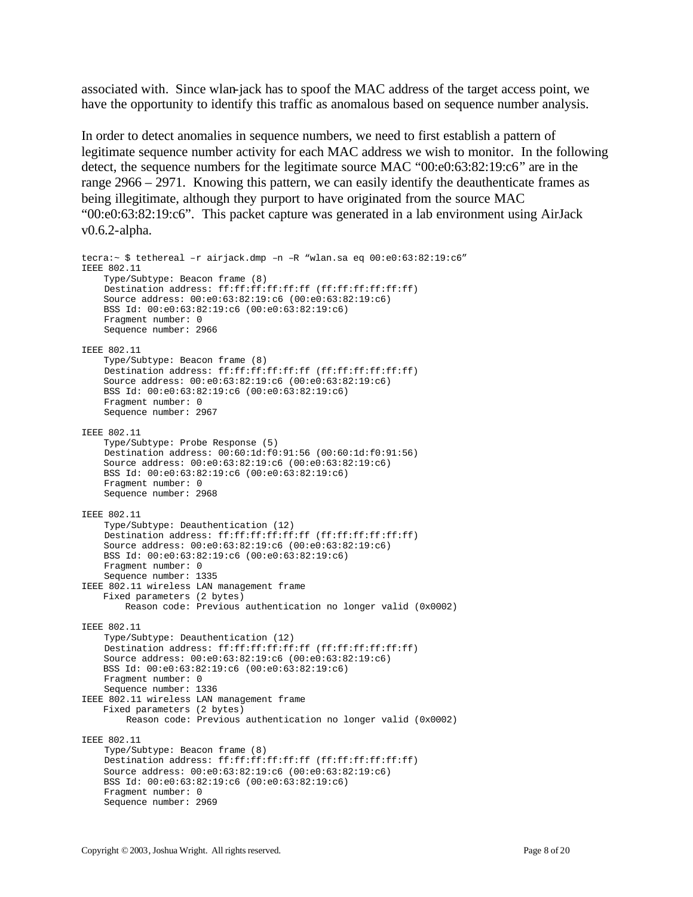associated with. Since wlan-jack has to spoof the MAC address of the target access point, we have the opportunity to identify this traffic as anomalous based on sequence number analysis.

In order to detect anomalies in sequence numbers, we need to first establish a pattern of legitimate sequence number activity for each MAC address we wish to monitor. In the following detect, the sequence numbers for the legitimate source MAC "00:e0:63:82:19:c6" are in the range 2966 – 2971. Knowing this pattern, we can easily identify the deauthenticate frames as being illegitimate, although they purport to have originated from the source MAC "00:e0:63:82:19:c6". This packet capture was generated in a lab environment using AirJack v0.6.2-alpha.

```
tecra:~ $ tethereal –r airjack.dmp –n –R "wlan.sa eq 00:e0:63:82:19:c6"
IEEE 802.11
    Type/Subtype: Beacon frame (8)
    Destination address: ff:ff:ff:ff:ff:ff (ff:ff:ff:ff:ff:ff)
    Source address: 00:e0:63:82:19:c6 (00:e0:63:82:19:c6)
    BSS Id: 00:e0:63:82:19:c6 (00:e0:63:82:19:c6)
    Fragment number: 0
    Sequence number: 2966

IEEE 802.11
    Type/Subtype: Beacon frame (8)
    Destination address: ff:ff:ff:ff:ff:ff (ff:ff:ff:ff:ff:ff)
    Source address: 00:e0:63:82:19:c6 (00:e0:63:82:19:c6)
    BSS Id: 00:e0:63:82:19:c6 (00:e0:63:82:19:c6)
    Fragment number: 0
    Sequence number: 2967

IEEE 802.11
    Type/Subtype: Probe Response (5)
    Destination address: 00:60:1d:f0:91:56 (00:60:1d:f0:91:56)
    Source address: 00:e0:63:82:19:c6 (00:e0:63:82:19:c6)
    BSS Id: 00:e0:63:82:19:c6 (00:e0:63:82:19:c6)
    Fragment number: 0
    Sequence number: 2968

IEEE 802.11
    Type/Subtype: Deauthentication (12)
    Destination address: ff:ff:ff:ff:ff:ff (ff:ff:ff:ff:ff:ff)
    Source address: 00:e0:63:82:19:c6 (00:e0:63:82:19:c6)
    BSS Id: 00:e0:63:82:19:c6 (00:e0:63:82:19:c6)
    Fragment number: 0
    Sequence number: 1335
IEEE 802.11 wireless LAN management frame
    Fixed parameters (2 bytes)
        Reason code: Previous authentication no longer valid (0x0002)

IEEE 802.11
    Type/Subtype: Deauthentication (12)
    Destination address: ff:ff:ff:ff:ff:ff (ff:ff:ff:ff:ff:ff)
    Source address: 00:e0:63:82:19:c6 (00:e0:63:82:19:c6)
    BSS Id: 00:e0:63:82:19:c6 (00:e0:63:82:19:c6)
    Fragment number: 0
    Sequence number: 1336
IEEE 802.11 wireless LAN management frame
    Fixed parameters (2 bytes)
        Reason code: Previous authentication no longer valid (0x0002)

IEEE 802.11
    Type/Subtype: Beacon frame (8)
    Destination address: ff:ff:ff:ff:ff:ff (ff:ff:ff:ff:ff:ff)
    Source address: 00:e0:63:82:19:c6 (00:e0:63:82:19:c6)
    BSS Id: 00:e0:63:82:19:c6 (00:e0:63:82:19:c6)
    Fragment number: 0
    Sequence number: 2969
```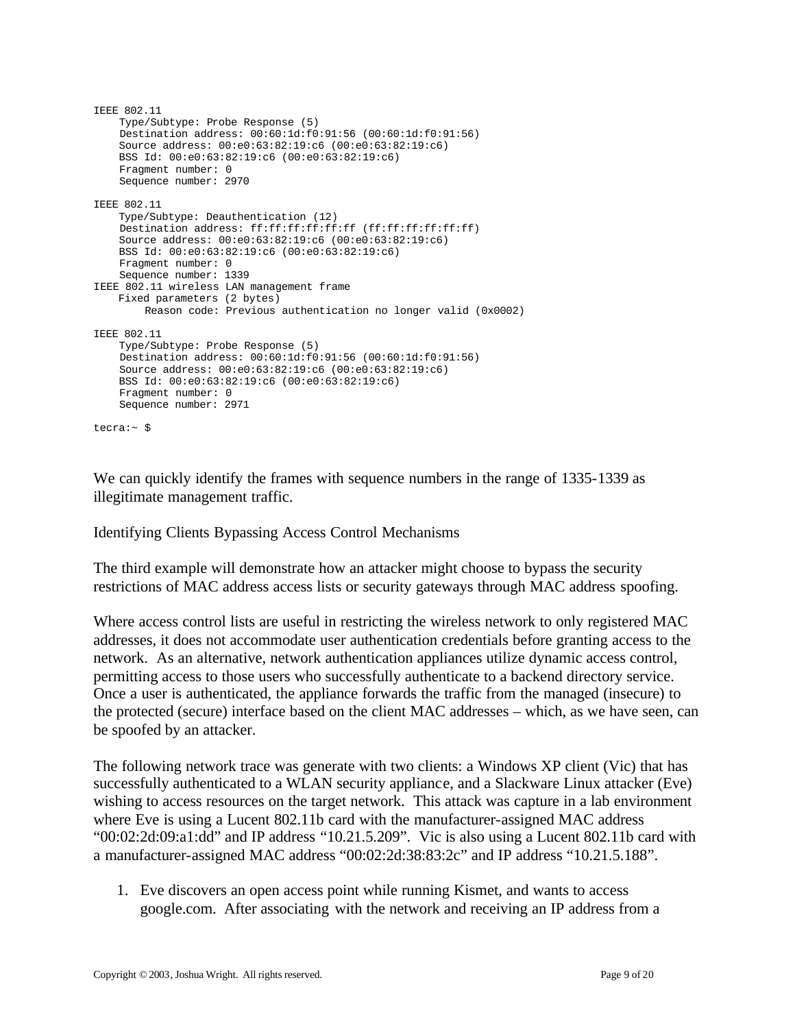```
IEEE 802.11
     Type/Subtype: Probe Response (5)
     Destination address: 00:60:1d:f0:91:56 (00:60:1d:f0:91:56)
     Source address: 00:e0:63:82:19:c6 (00:e0:63:82:19:c6)
     BSS Id: 00:e0:63:82:19:c6 (00:e0:63:82:19:c6)
     Fragment number: 0
     Sequence number: 2970

IEEE 802.11
     Type/Subtype: Deauthentication (12)
     Destination address: ff:ff:ff:ff:ff:ff (ff:ff:ff:ff:ff:ff)
     Source address: 00:e0:63:82:19:c6 (00:e0:63:82:19:c6)
     BSS Id: 00:e0:63:82:19:c6 (00:e0:63:82:19:c6)
     Fragment number: 0
     Sequence number: 1339
IEEE 802.11 wireless LAN management frame
    Fixed parameters (2 bytes)
        Reason code: Previous authentication no longer valid (0x0002)

IEEE 802.11
     Type/Subtype: Probe Response (5)
     Destination address: 00:60:1d:f0:91:56 (00:60:1d:f0:91:56)
     Source address: 00:e0:63:82:19:c6 (00:e0:63:82:19:c6)
     BSS Id: 00:e0:63:82:19:c6 (00:e0:63:82:19:c6)
     Fragment number: 0
     Sequence number: 2971

tecra:~ $
```

We can quickly identify the frames with sequence numbers in the range of 1335-1339 as illegitimate management traffic.

## Identifying Clients Bypassing Access Control Mechanisms

The third example will demonstrate how an attacker might choose to bypass the security restrictions of MAC address access lists or security gateways through MAC address spoofing.

Where access control lists are useful in restricting the wireless network to only registered MAC addresses, it does not accommodate user authentication credentials before granting access to the network. As an alternative, network authentication appliances utilize dynamic access control, permitting access to those users who successfully authenticate to a backend directory service. Once a user is authenticated, the appliance forwards the traffic from the managed (insecure) to the protected (secure) interface based on the client MAC addresses – which, as we have seen, can be spoofed by an attacker.

The following network trace was generate with two clients: a Windows XP client (Vic) that has successfully authenticated to a WLAN security appliance, and a Slackware Linux attacker (Eve) wishing to access resources on the target network. This attack was capture in a lab environment where Eve is using a Lucent 802.11b card with the manufacturer-assigned MAC address "00:02:2d:09:a1:dd" and IP address "10.21.5.209". Vic is also using a Lucent 802.11b card with a manufacturer-assigned MAC address "00:02:2d:38:83:2c" and IP address "10.21.5.188".

1. Eve discovers an open access point while running Kismet, and wants to access google.com. After associating with the network and receiving an IP address from a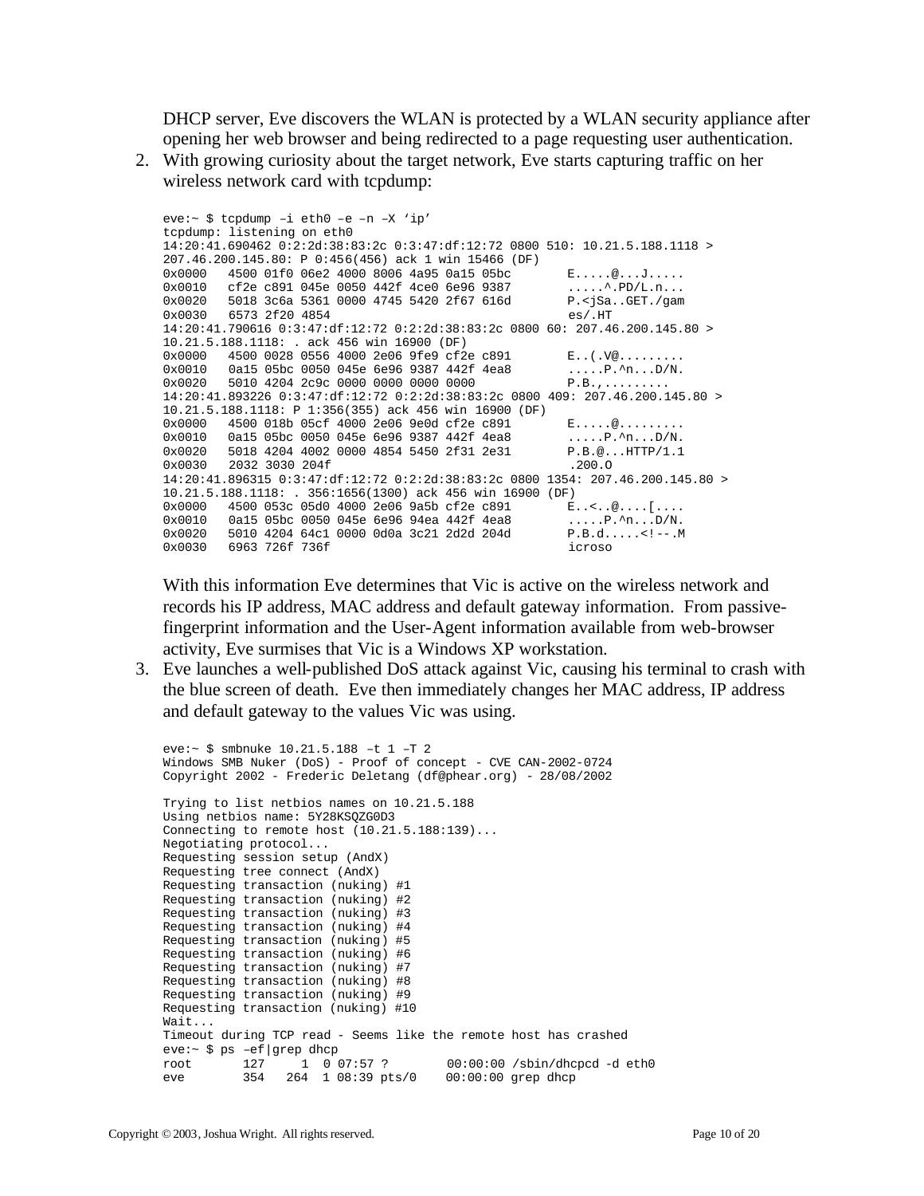DHCP server, Eve discovers the WLAN is protected by a WLAN security appliance after opening her web browser and being redirected to a page requesting user authentication.

2. With growing curiosity about the target network, Eve starts capturing traffic on her wireless network card with tcpdump:

```
eve:~ $ tcpdump –i eth0 –e –n –X 'ip'
tcpdump: listening on eth0
14:20:41.690462 0:2:2d:38:83:2c 0:3:47:df:12:72 0800 510: 10.21.5.188.1118 >
207.46.200.145.80: P 0:456(456) ack 1 win 15466 (DF)
0x0000   4500 01f0 06e2 4000 8006 4a95 0a15 05bc       E.....@...J.....
0x0010   cf2e c891 045e 0050 442f 4ce0 6e96 9387       .....^.PD/L.n...
0x0020   5018 3c6a 5361 0000 4745 5420 2f67 616d       P.<jSa..GET./gam
0x0030   6573 2f20 4854                                es/.HT
14:20:41.790616 0:3:47:df:12:72 0:2:2d:38:83:2c 0800 60: 207.46.200.145.80 >
10.21.5.188.1118: . ack 456 win 16900 (DF)
0x0000   4500 0028 0556 4000 2e06 9fe9 cf2e c891       E..(.V@.........
0x0010   0a15 05bc 0050 045e 6e96 9387 442f 4ea8       .....P.^n...D/N.
0x0020   5010 4204 2c9c 0000 0000 0000 0000            P.B.,.........
14:20:41.893226 0:3:47:df:12:72 0:2:2d:38:83:2c 0800 409: 207.46.200.145.80 >
10.21.5.188.1118: P 1:356(355) ack 456 win 16900 (DF)
0x0000   4500 018b 05cf 4000 2e06 9e0d cf2e c891       E.....@.........
0x0010   0a15 05bc 0050 045e 6e96 9387 442f 4ea8       .....P.^n...D/N.
0x0020   5018 4204 4002 0000 4854 5450 2f31 2e31       P.B.@...HTTP/1.1
0x0030   2032 3030 204f                                .200.O
14:20:41.896315 0:3:47:df:12:72 0:2:2d:38:83:2c 0800 1354: 207.46.200.145.80 >
10.21.5.188.1118: . 356:1656(1300) ack 456 win 16900 (DF)
0x0000   4500 053c 05d0 4000 2e06 9a5b cf2e c891       E..<..@....[....
0x0010   0a15 05bc 0050 045e 6e96 94ea 442f 4ea8       .....P.^n...D/N.
0x0020   5010 4204 64c1 0000 0d0a 3c21 2d2d 204d       P.B.d.....<!--.M
0x0030   6963 726f 736f                                icroso
```

   With this information Eve determines that Vic is active on the wireless network and records his IP address, MAC address and default gateway information. From passive-fingerprint information and the User-Agent information available from web-browser activity, Eve surmises that Vic is a Windows XP workstation.

3. Eve launches a well-published DoS attack against Vic, causing his terminal to crash with the blue screen of death. Eve then immediately changes her MAC address, IP address and default gateway to the values Vic was using.

```
eve:~ $ smbnuke 10.21.5.188 –t 1 –T 2
Windows SMB Nuker (DoS) - Proof of concept - CVE CAN-2002-0724
Copyright 2002 - Frederic Deletang (df@phear.org) - 28/08/2002

Trying to list netbios names on 10.21.5.188
Using netbios name: 5Y28KSQZG0D3
Connecting to remote host (10.21.5.188:139)...
Negotiating protocol...
Requesting session setup (AndX)
Requesting tree connect (AndX)
Requesting transaction (nuking) #1
Requesting transaction (nuking) #2
Requesting transaction (nuking) #3
Requesting transaction (nuking) #4
Requesting transaction (nuking) #5
Requesting transaction (nuking) #6
Requesting transaction (nuking) #7
Requesting transaction (nuking) #8
Requesting transaction (nuking) #9
Requesting transaction (nuking) #10
Wait...
Timeout during TCP read - Seems like the remote host has crashed
eve:~ $ ps –ef|grep dhcp
root       127     1  0 07:57 ?        00:00:00 /sbin/dhcpcd -d eth0
eve        354   264  1 08:39 pts/0    00:00:00 grep dhcp
```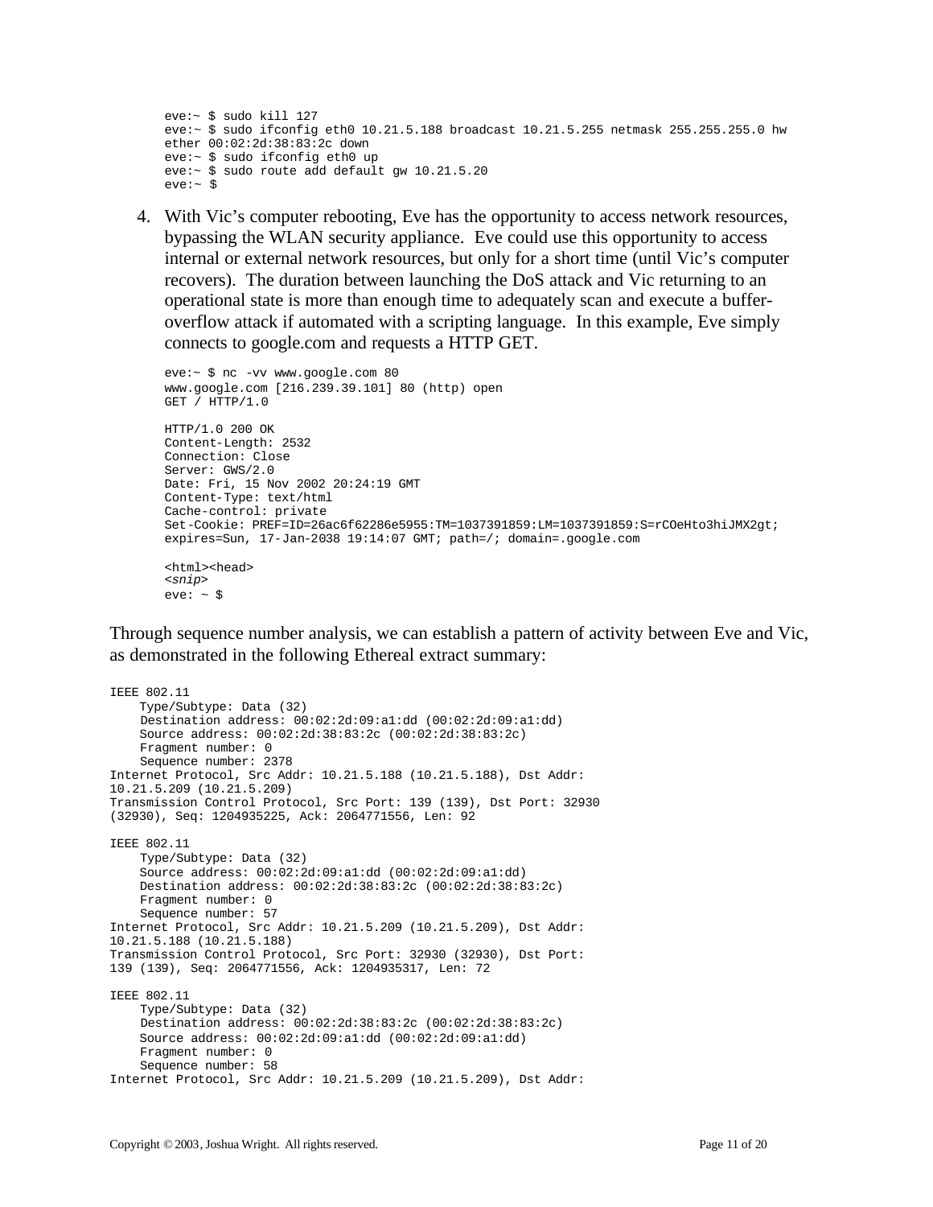```
eve:~ $ sudo kill 127
eve:~ $ sudo ifconfig eth0 10.21.5.188 broadcast 10.21.5.255 netmask 255.255.255.0 hw
ether 00:02:2d:38:83:2c down
eve:~ $ sudo ifconfig eth0 up
eve:~ $ sudo route add default gw 10.21.5.20
eve:~ $
```

4. With Vic's computer rebooting, Eve has the opportunity to access network resources, bypassing the WLAN security appliance. Eve could use this opportunity to access internal or external network resources, but only for a short time (until Vic's computer recovers). The duration between launching the DoS attack and Vic returning to an operational state is more than enough time to adequately scan and execute a buffer-overflow attack if automated with a scripting language. In this example, Eve simply connects to google.com and requests a HTTP GET.

```
eve:~ $ nc -vv www.google.com 80
www.google.com [216.239.39.101] 80 (http) open
GET / HTTP/1.0

HTTP/1.0 200 OK
Content-Length: 2532
Connection: Close
Server: GWS/2.0
Date: Fri, 15 Nov 2002 20:24:19 GMT
Content-Type: text/html
Cache-control: private
Set-Cookie: PREF=ID=26ac6f62286e5955:TM=1037391859:LM=1037391859:S=rCOeHto3hiJMX2gt;
expires=Sun, 17-Jan-2038 19:14:07 GMT; path=/; domain=.google.com

<html><head>
<snip>
eve: ~ $
```

Through sequence number analysis, we can establish a pattern of activity between Eve and Vic, as demonstrated in the following Ethereal extract summary:

```
IEEE 802.11
    Type/Subtype: Data (32)
    Destination address: 00:02:2d:09:a1:dd (00:02:2d:09:a1:dd)
    Source address: 00:02:2d:38:83:2c (00:02:2d:38:83:2c)
    Fragment number: 0
    Sequence number: 2378
Internet Protocol, Src Addr: 10.21.5.188 (10.21.5.188), Dst Addr:
10.21.5.209 (10.21.5.209)
Transmission Control Protocol, Src Port: 139 (139), Dst Port: 32930
(32930), Seq: 1204935225, Ack: 2064771556, Len: 92

IEEE 802.11
    Type/Subtype: Data (32)
    Source address: 00:02:2d:09:a1:dd (00:02:2d:09:a1:dd)
    Destination address: 00:02:2d:38:83:2c (00:02:2d:38:83:2c)
    Fragment number: 0
    Sequence number: 57
Internet Protocol, Src Addr: 10.21.5.209 (10.21.5.209), Dst Addr:
10.21.5.188 (10.21.5.188)
Transmission Control Protocol, Src Port: 32930 (32930), Dst Port:
139 (139), Seq: 2064771556, Ack: 1204935317, Len: 72

IEEE 802.11
    Type/Subtype: Data (32)
    Destination address: 00:02:2d:38:83:2c (00:02:2d:38:83:2c)
    Source address: 00:02:2d:09:a1:dd (00:02:2d:09:a1:dd)
    Fragment number: 0
    Sequence number: 58
Internet Protocol, Src Addr: 10.21.5.209 (10.21.5.209), Dst Addr:
```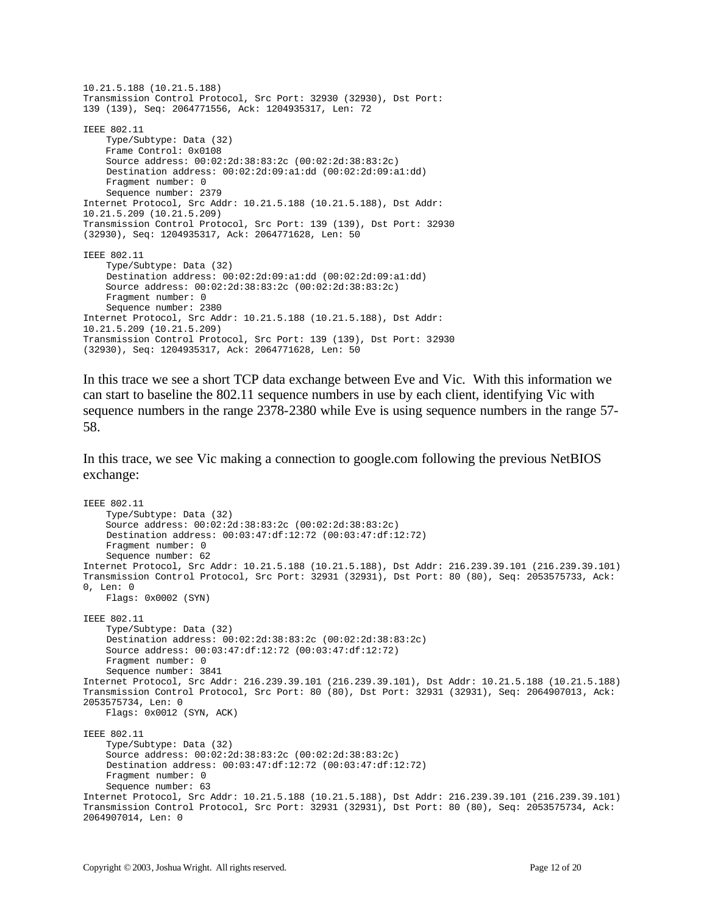```
10.21.5.188 (10.21.5.188)
Transmission Control Protocol, Src Port: 32930 (32930), Dst Port:
139 (139), Seq: 2064771556, Ack: 1204935317, Len: 72

IEEE 802.11
    Type/Subtype: Data (32)
    Frame Control: 0x0108
    Source address: 00:02:2d:38:83:2c (00:02:2d:38:83:2c)
    Destination address: 00:02:2d:09:a1:dd (00:02:2d:09:a1:dd)
    Fragment number: 0
    Sequence number: 2379
Internet Protocol, Src Addr: 10.21.5.188 (10.21.5.188), Dst Addr:
10.21.5.209 (10.21.5.209)
Transmission Control Protocol, Src Port: 139 (139), Dst Port: 32930
(32930), Seq: 1204935317, Ack: 2064771628, Len: 50

IEEE 802.11
    Type/Subtype: Data (32)
    Destination address: 00:02:2d:09:a1:dd (00:02:2d:09:a1:dd)
    Source address: 00:02:2d:38:83:2c (00:02:2d:38:83:2c)
    Fragment number: 0
    Sequence number: 2380
Internet Protocol, Src Addr: 10.21.5.188 (10.21.5.188), Dst Addr:
10.21.5.209 (10.21.5.209)
Transmission Control Protocol, Src Port: 139 (139), Dst Port: 32930
(32930), Seq: 1204935317, Ack: 2064771628, Len: 50
```

In this trace we see a short TCP data exchange between Eve and Vic. With this information we can start to baseline the 802.11 sequence numbers in use by each client, identifying Vic with sequence numbers in the range 2378-2380 while Eve is using sequence numbers in the range 57-58.

In this trace, we see Vic making a connection to google.com following the previous NetBIOS exchange:

```
IEEE 802.11
    Type/Subtype: Data (32)
    Source address: 00:02:2d:38:83:2c (00:02:2d:38:83:2c)
    Destination address: 00:03:47:df:12:72 (00:03:47:df:12:72)
    Fragment number: 0
    Sequence number: 62
Internet Protocol, Src Addr: 10.21.5.188 (10.21.5.188), Dst Addr: 216.239.39.101 (216.239.39.101)
Transmission Control Protocol, Src Port: 32931 (32931), Dst Port: 80 (80), Seq: 2053575733, Ack:
0, Len: 0
    Flags: 0x0002 (SYN)

IEEE 802.11
    Type/Subtype: Data (32)
    Destination address: 00:02:2d:38:83:2c (00:02:2d:38:83:2c)
    Source address: 00:03:47:df:12:72 (00:03:47:df:12:72)
    Fragment number: 0
    Sequence number: 3841
Internet Protocol, Src Addr: 216.239.39.101 (216.239.39.101), Dst Addr: 10.21.5.188 (10.21.5.188)
Transmission Control Protocol, Src Port: 80 (80), Dst Port: 32931 (32931), Seq: 2064907013, Ack:
2053575734, Len: 0
    Flags: 0x0012 (SYN, ACK)

IEEE 802.11
    Type/Subtype: Data (32)
    Source address: 00:02:2d:38:83:2c (00:02:2d:38:83:2c)
    Destination address: 00:03:47:df:12:72 (00:03:47:df:12:72)
    Fragment number: 0
    Sequence number: 63
Internet Protocol, Src Addr: 10.21.5.188 (10.21.5.188), Dst Addr: 216.239.39.101 (216.239.39.101)
Transmission Control Protocol, Src Port: 32931 (32931), Dst Port: 80 (80), Seq: 2053575734, Ack:
2064907014, Len: 0
```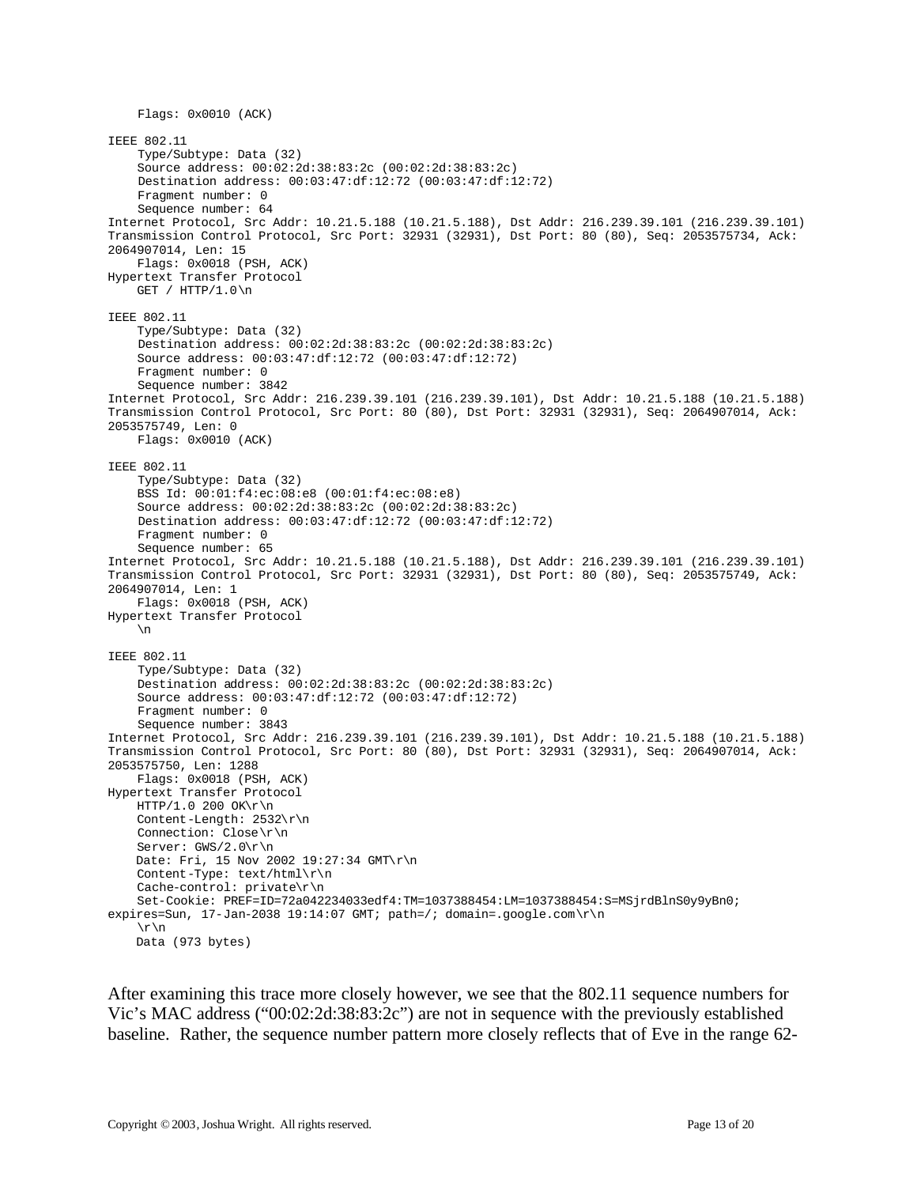```
    Flags: 0x0010 (ACK)

IEEE 802.11
    Type/Subtype: Data (32)
    Source address: 00:02:2d:38:83:2c (00:02:2d:38:83:2c)
    Destination address: 00:03:47:df:12:72 (00:03:47:df:12:72)
    Fragment number: 0
    Sequence number: 64
Internet Protocol, Src Addr: 10.21.5.188 (10.21.5.188), Dst Addr: 216.239.39.101 (216.239.39.101)
Transmission Control Protocol, Src Port: 32931 (32931), Dst Port: 80 (80), Seq: 2053575734, Ack:
2064907014, Len: 15
    Flags: 0x0018 (PSH, ACK)
Hypertext Transfer Protocol
    GET / HTTP/1.0\n

IEEE 802.11
    Type/Subtype: Data (32)
    Destination address: 00:02:2d:38:83:2c (00:02:2d:38:83:2c)
    Source address: 00:03:47:df:12:72 (00:03:47:df:12:72)
    Fragment number: 0
    Sequence number: 3842
Internet Protocol, Src Addr: 216.239.39.101 (216.239.39.101), Dst Addr: 10.21.5.188 (10.21.5.188)
Transmission Control Protocol, Src Port: 80 (80), Dst Port: 32931 (32931), Seq: 2064907014, Ack:
2053575749, Len: 0
    Flags: 0x0010 (ACK)

IEEE 802.11
    Type/Subtype: Data (32)
    BSS Id: 00:01:f4:ec:08:e8 (00:01:f4:ec:08:e8)
    Source address: 00:02:2d:38:83:2c (00:02:2d:38:83:2c)
    Destination address: 00:03:47:df:12:72 (00:03:47:df:12:72)
    Fragment number: 0
    Sequence number: 65
Internet Protocol, Src Addr: 10.21.5.188 (10.21.5.188), Dst Addr: 216.239.39.101 (216.239.39.101)
Transmission Control Protocol, Src Port: 32931 (32931), Dst Port: 80 (80), Seq: 2053575749, Ack:
2064907014, Len: 1
    Flags: 0x0018 (PSH, ACK)
Hypertext Transfer Protocol
    \n

IEEE 802.11
    Type/Subtype: Data (32)
    Destination address: 00:02:2d:38:83:2c (00:02:2d:38:83:2c)
    Source address: 00:03:47:df:12:72 (00:03:47:df:12:72)
    Fragment number: 0
    Sequence number: 3843
Internet Protocol, Src Addr: 216.239.39.101 (216.239.39.101), Dst Addr: 10.21.5.188 (10.21.5.188)
Transmission Control Protocol, Src Port: 80 (80), Dst Port: 32931 (32931), Seq: 2064907014, Ack:
2053575750, Len: 1288
    Flags: 0x0018 (PSH, ACK)
Hypertext Transfer Protocol
    HTTP/1.0 200 OK\r\n
    Content-Length: 2532\r\n
    Connection: Close\r\n
    Server: GWS/2.0\r\n
    Date: Fri, 15 Nov 2002 19:27:34 GMT\r\n
    Content-Type: text/html\r\n
    Cache-control: private\r\n
    Set-Cookie: PREF=ID=72a042234033edf4:TM=1037388454:LM=1037388454:S=MSjrdBlnS0y9yBn0;
expires=Sun, 17-Jan-2038 19:14:07 GMT; path=/; domain=.google.com\r\n
    \r\n
    Data (973 bytes)
```

After examining this trace more closely however, we see that the 802.11 sequence numbers for Vic's MAC address ("00:02:2d:38:83:2c") are not in sequence with the previously established baseline. Rather, the sequence number pattern more closely reflects that of Eve in the range 62-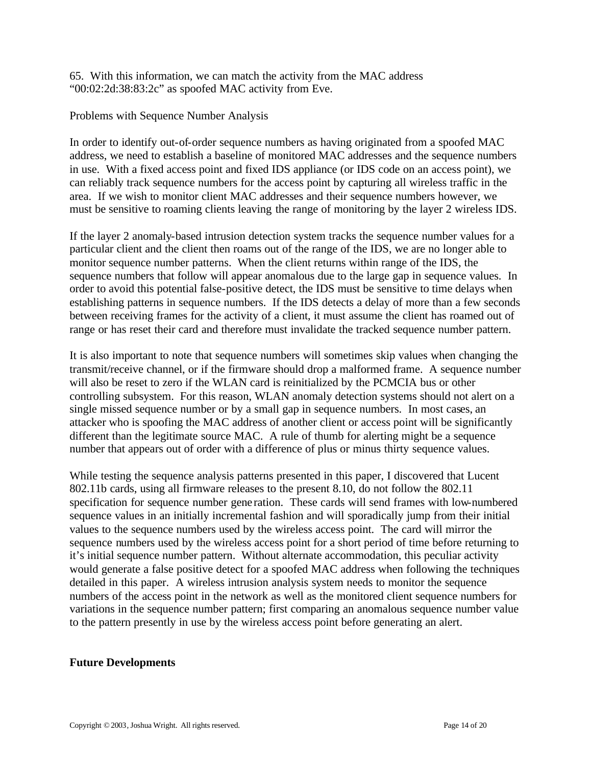65. With this information, we can match the activity from the MAC address "00:02:2d:38:83:2c" as spoofed MAC activity from Eve.

Problems with Sequence Number Analysis

In order to identify out-of-order sequence numbers as having originated from a spoofed MAC address, we need to establish a baseline of monitored MAC addresses and the sequence numbers in use. With a fixed access point and fixed IDS appliance (or IDS code on an access point), we can reliably track sequence numbers for the access point by capturing all wireless traffic in the area. If we wish to monitor client MAC addresses and their sequence numbers however, we must be sensitive to roaming clients leaving the range of monitoring by the layer 2 wireless IDS.

If the layer 2 anomaly-based intrusion detection system tracks the sequence number values for a particular client and the client then roams out of the range of the IDS, we are no longer able to monitor sequence number patterns. When the client returns within range of the IDS, the sequence numbers that follow will appear anomalous due to the large gap in sequence values. In order to avoid this potential false-positive detect, the IDS must be sensitive to time delays when establishing patterns in sequence numbers. If the IDS detects a delay of more than a few seconds between receiving frames for the activity of a client, it must assume the client has roamed out of range or has reset their card and therefore must invalidate the tracked sequence number pattern.

It is also important to note that sequence numbers will sometimes skip values when changing the transmit/receive channel, or if the firmware should drop a malformed frame. A sequence number will also be reset to zero if the WLAN card is reinitialized by the PCMCIA bus or other controlling subsystem. For this reason, WLAN anomaly detection systems should not alert on a single missed sequence number or by a small gap in sequence numbers. In most cases, an attacker who is spoofing the MAC address of another client or access point will be significantly different than the legitimate source MAC. A rule of thumb for alerting might be a sequence number that appears out of order with a difference of plus or minus thirty sequence values.

While testing the sequence analysis patterns presented in this paper, I discovered that Lucent 802.11b cards, using all firmware releases to the present 8.10, do not follow the 802.11 specification for sequence number generation. These cards will send frames with low-numbered sequence values in an initially incremental fashion and will sporadically jump from their initial values to the sequence numbers used by the wireless access point. The card will mirror the sequence numbers used by the wireless access point for a short period of time before returning to it's initial sequence number pattern. Without alternate accommodation, this peculiar activity would generate a false positive detect for a spoofed MAC address when following the techniques detailed in this paper. A wireless intrusion analysis system needs to monitor the sequence numbers of the access point in the network as well as the monitored client sequence numbers for variations in the sequence number pattern; first comparing an anomalous sequence number value to the pattern presently in use by the wireless access point before generating an alert.

## Future Developments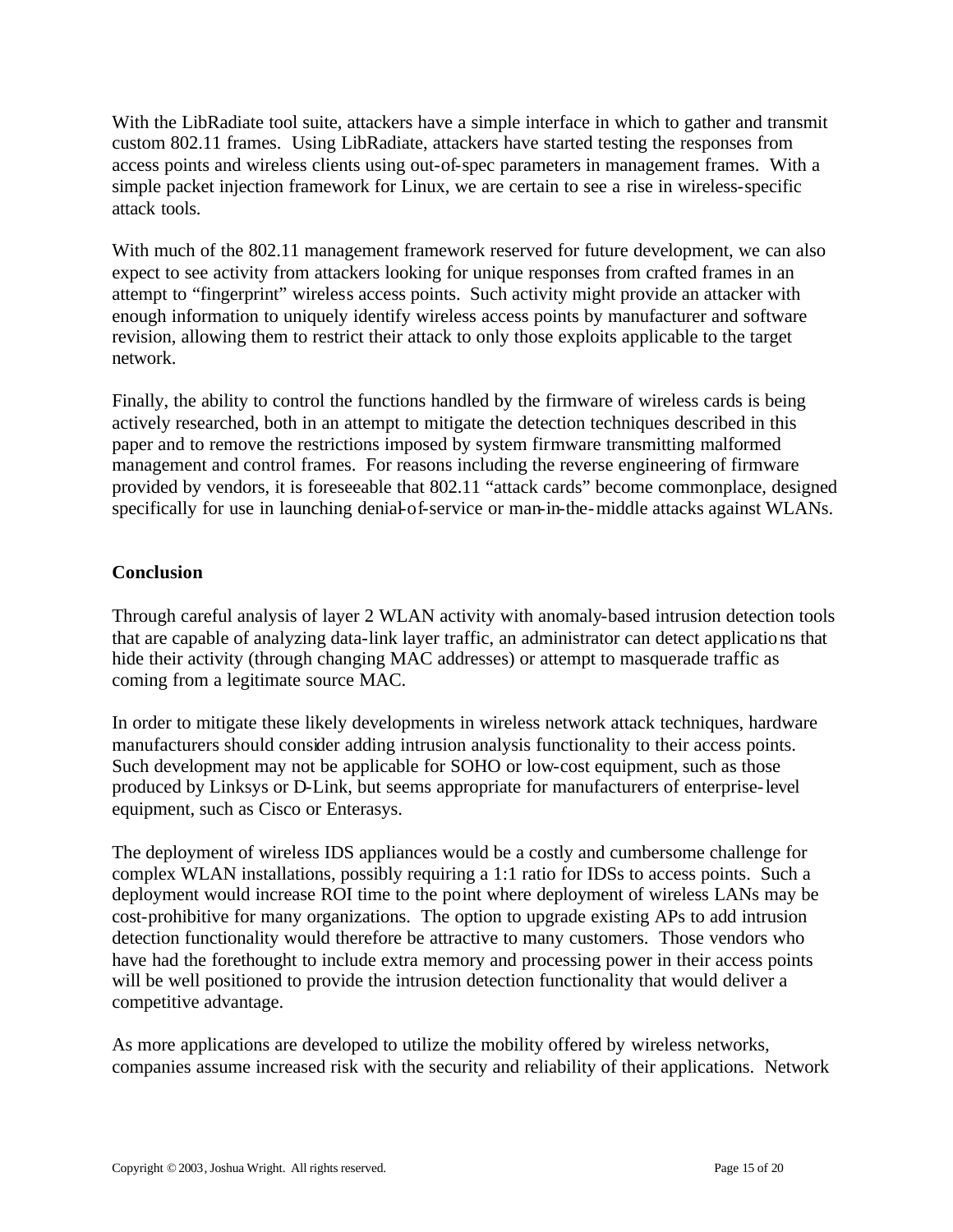With the LibRadiate tool suite, attackers have a simple interface in which to gather and transmit custom 802.11 frames. Using LibRadiate, attackers have started testing the responses from access points and wireless clients using out-of-spec parameters in management frames. With a simple packet injection framework for Linux, we are certain to see a rise in wireless-specific attack tools.

With much of the 802.11 management framework reserved for future development, we can also expect to see activity from attackers looking for unique responses from crafted frames in an attempt to "fingerprint" wireless access points. Such activity might provide an attacker with enough information to uniquely identify wireless access points by manufacturer and software revision, allowing them to restrict their attack to only those exploits applicable to the target network.

Finally, the ability to control the functions handled by the firmware of wireless cards is being actively researched, both in an attempt to mitigate the detection techniques described in this paper and to remove the restrictions imposed by system firmware transmitting malformed management and control frames. For reasons including the reverse engineering of firmware provided by vendors, it is foreseeable that 802.11 "attack cards" become commonplace, designed specifically for use in launching denial-of-service or man-in-the-middle attacks against WLANs.

**Conclusion**

Through careful analysis of layer 2 WLAN activity with anomaly-based intrusion detection tools that are capable of analyzing data-link layer traffic, an administrator can detect applications that hide their activity (through changing MAC addresses) or attempt to masquerade traffic as coming from a legitimate source MAC.

In order to mitigate these likely developments in wireless network attack techniques, hardware manufacturers should consider adding intrusion analysis functionality to their access points. Such development may not be applicable for SOHO or low-cost equipment, such as those produced by Linksys or D-Link, but seems appropriate for manufacturers of enterprise-level equipment, such as Cisco or Enterasys.

The deployment of wireless IDS appliances would be a costly and cumbersome challenge for complex WLAN installations, possibly requiring a 1:1 ratio for IDSs to access points. Such a deployment would increase ROI time to the point where deployment of wireless LANs may be cost-prohibitive for many organizations. The option to upgrade existing APs to add intrusion detection functionality would therefore be attractive to many customers. Those vendors who have had the forethought to include extra memory and processing power in their access points will be well positioned to provide the intrusion detection functionality that would deliver a competitive advantage.

As more applications are developed to utilize the mobility offered by wireless networks, companies assume increased risk with the security and reliability of their applications. Network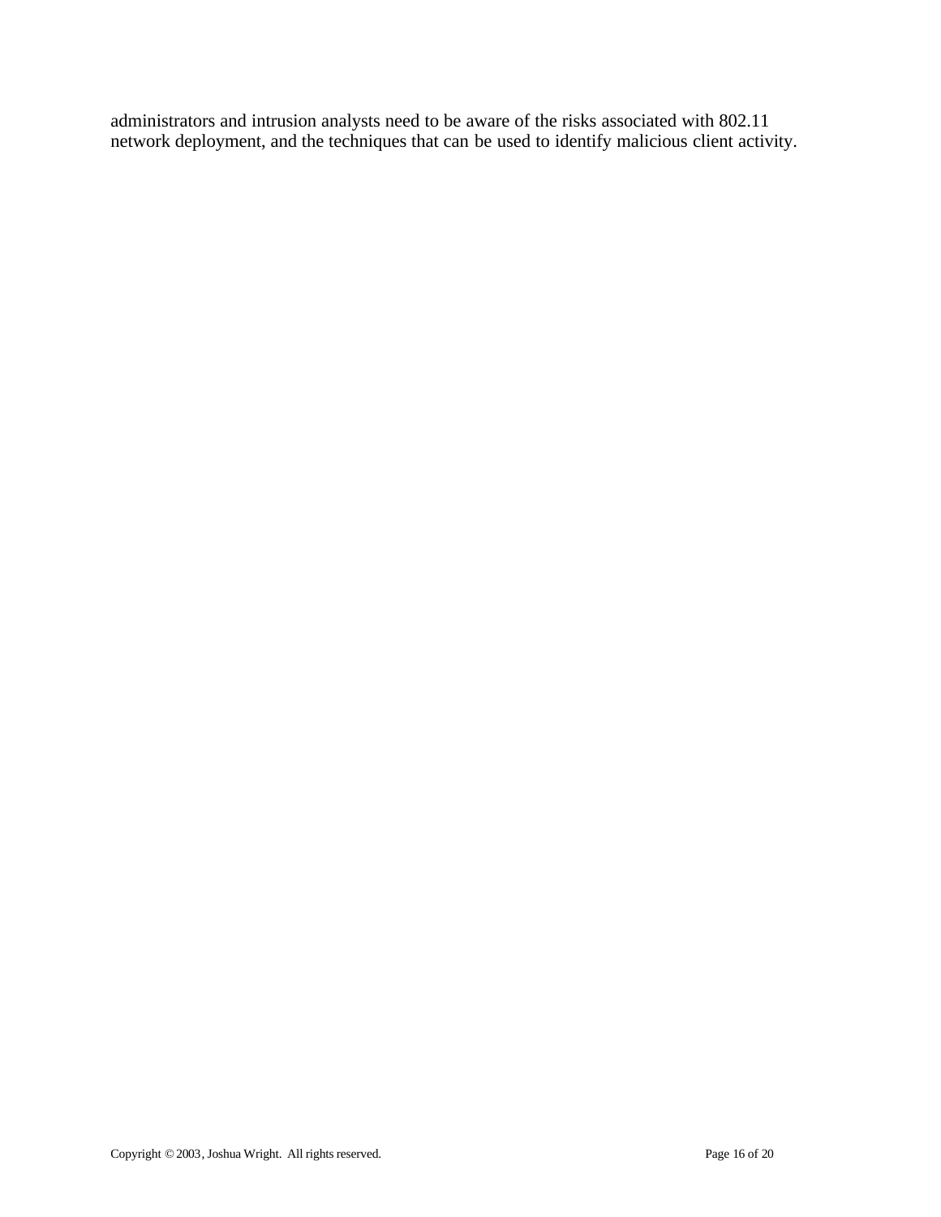administrators and intrusion analysts need to be aware of the risks associated with 802.11 network deployment, and the techniques that can be used to identify malicious client activity.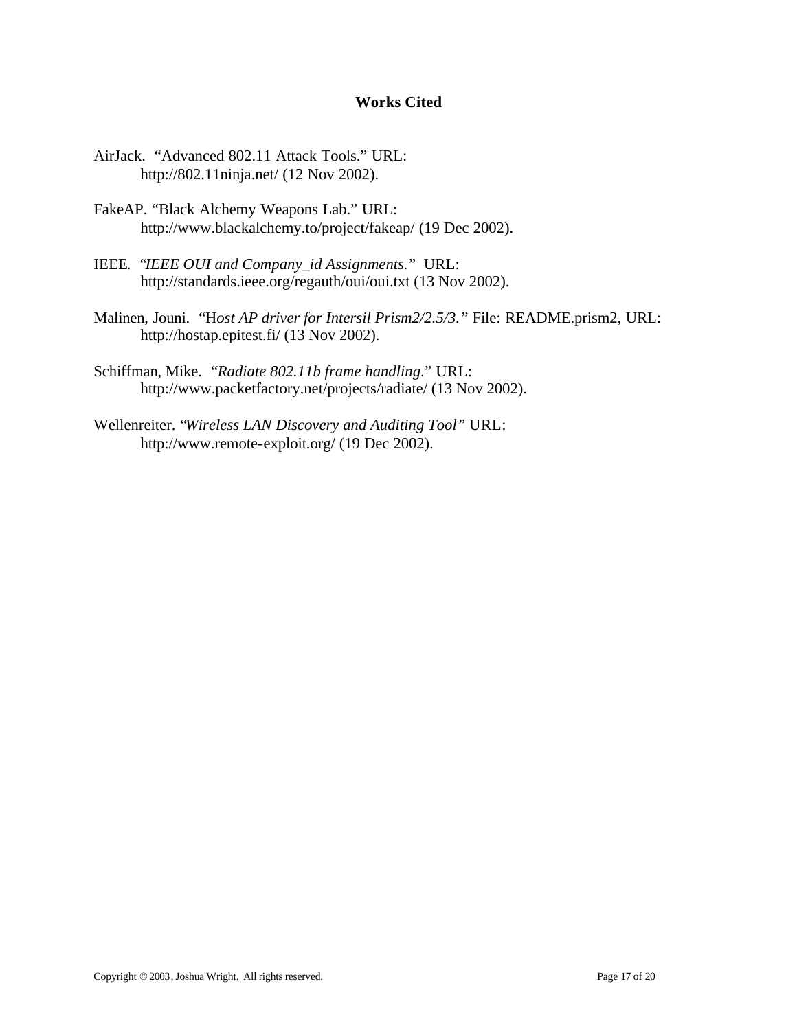## Works Cited

AirJack. "Advanced 802.11 Attack Tools." URL: http://802.11ninja.net/ (12 Nov 2002).

FakeAP. "Black Alchemy Weapons Lab." URL: http://www.blackalchemy.to/project/fakeap/ (19 Dec 2002).

IEEE. "*IEEE OUI and Company_id Assignments.*" URL: http://standards.ieee.org/regauth/oui/oui.txt (13 Nov 2002).

Malinen, Jouni. "H*ost AP driver for Intersil Prism2/2.5/3.*" File: README.prism2, URL: http://hostap.epitest.fi/ (13 Nov 2002).

Schiffman, Mike. "*Radiate 802.11b frame handling*." URL: http://www.packetfactory.net/projects/radiate/ (13 Nov 2002).

Wellenreiter. "*Wireless LAN Discovery and Auditing Tool*" URL: http://www.remote-exploit.org/ (19 Dec 2002).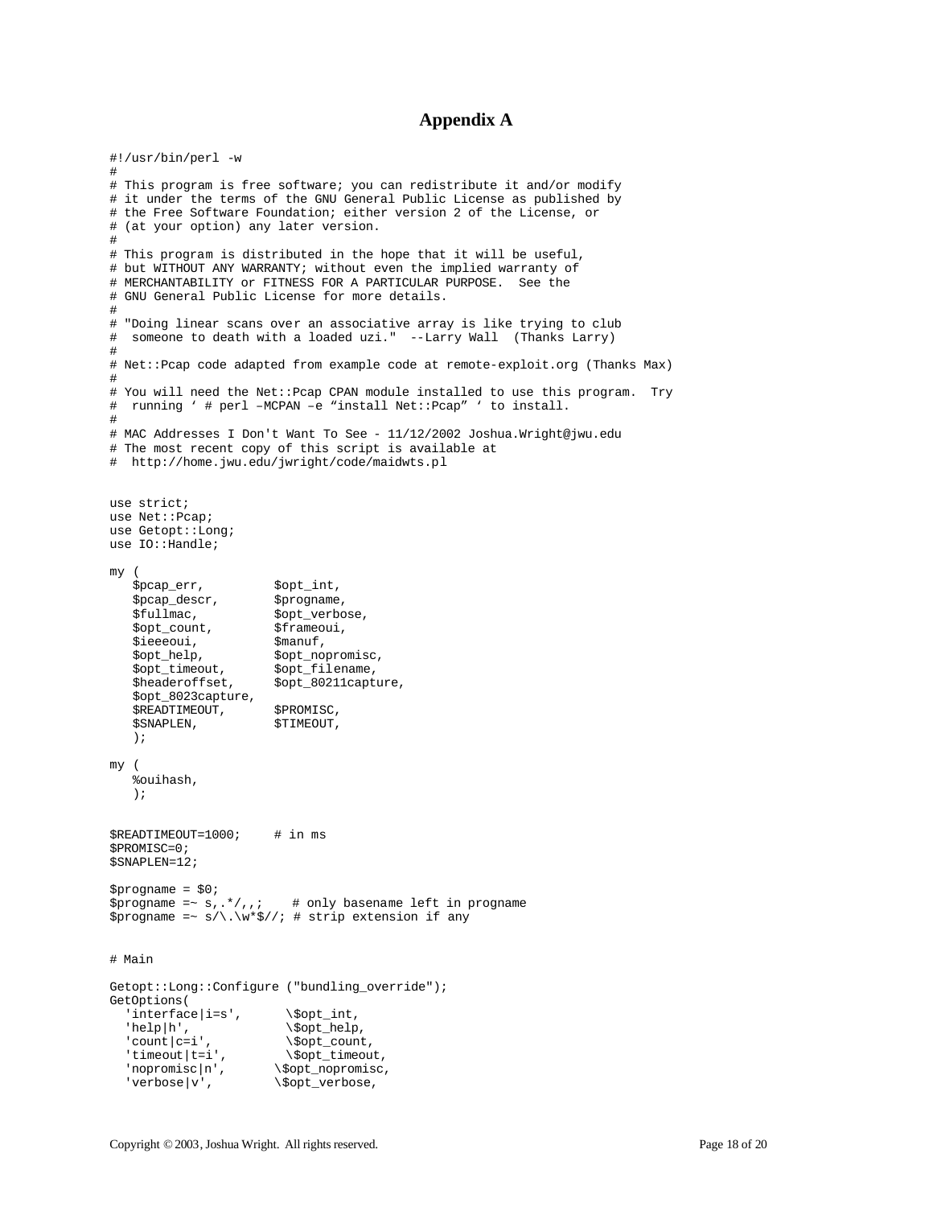# Appendix A

```
#!/usr/bin/perl -w
#
# This program is free software; you can redistribute it and/or modify
# it under the terms of the GNU General Public License as published by
# the Free Software Foundation; either version 2 of the License, or
# (at your option) any later version.
#
# This program is distributed in the hope that it will be useful,
# but WITHOUT ANY WARRANTY; without even the implied warranty of
# MERCHANTABILITY or FITNESS FOR A PARTICULAR PURPOSE.  See the
# GNU General Public License for more details.
#
# "Doing linear scans over an associative array is like trying to club
#  someone to death with a loaded uzi."  --Larry Wall  (Thanks Larry)
#
# Net::Pcap code adapted from example code at remote-exploit.org (Thanks Max)
#
# You will need the Net::Pcap CPAN module installed to use this program.  Try
#  running ‘ # perl –MCPAN –e “install Net::Pcap” ‘ to install.
#
# MAC Addresses I Don't Want To See - 11/12/2002 Joshua.Wright@jwu.edu
# The most recent copy of this script is available at
#  http://home.jwu.edu/jwright/code/maidwts.pl


use strict;
use Net::Pcap;
use Getopt::Long;
use IO::Handle;

my (
   $pcap_err,          $opt_int,
   $pcap_descr,        $progname,
   $fullmac,           $opt_verbose,
   $opt_count,         $frameoui,
   $ieeeoui,           $manuf,
   $opt_help,          $opt_nopromisc,
   $opt_timeout,       $opt_filename,
   $headeroffset,      $opt_80211capture,
   $opt_8023capture,
   $READTIMEOUT,       $PROMISC,
   $SNAPLEN,           $TIMEOUT,
   );

my (
   %ouihash,
   );


$READTIMEOUT=1000;    # in ms
$PROMISC=0;
$SNAPLEN=12;

$progname = $0;
$progname =~ s,.*/,,;    # only basename left in progname
$progname =~ s/\.\w*$//; # strip extension if any


# Main

Getopt::Long::Configure ("bundling_override");
GetOptions(
  'interface|i=s',      \$opt_int,
  'help|h',             \$opt_help,
  'count|c=i',          \$opt_count,
  'timeout|t=i',        \$opt_timeout,
  'nopromisc|n',       \$opt_nopromisc,
  'verbose|v',         \$opt_verbose,
```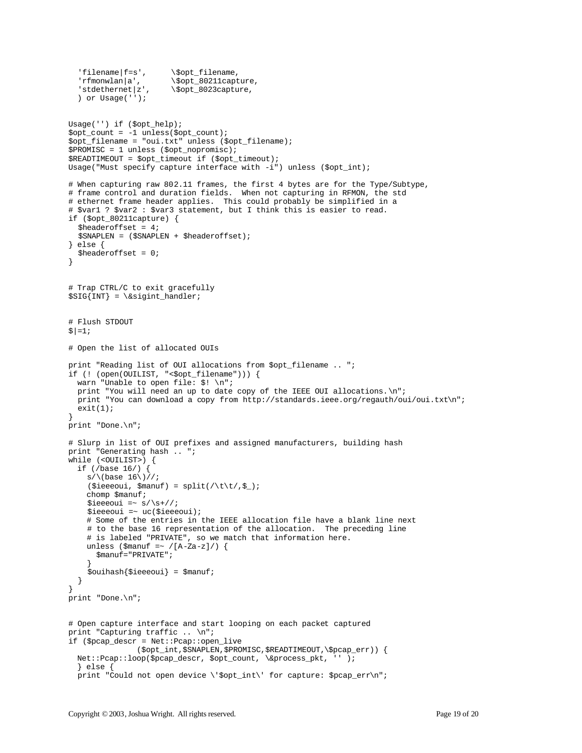```
  'filename|f=s',      \$opt_filename,
  'rfmonwlan|a',       \$opt_80211capture,
  'stdethernet|z',     \$opt_8023capture,
  ) or Usage('');


Usage('') if ($opt_help);
$opt_count = -1 unless($opt_count);
$opt_filename = "oui.txt" unless ($opt_filename);
$PROMISC = 1 unless ($opt_nopromisc);
$READTIMEOUT = $opt_timeout if ($opt_timeout);
Usage("Must specify capture interface with -i") unless ($opt_int);

# When capturing raw 802.11 frames, the first 4 bytes are for the Type/Subtype,
# frame control and duration fields.  When not capturing in RFMON, the std
# ethernet frame header applies.  This could probably be simplified in a
# $var1 ? $var2 : $var3 statement, but I think this is easier to read.
if ($opt_80211capture) {
  $headeroffset = 4;
  $SNAPLEN = ($SNAPLEN + $headeroffset);
} else {
  $headeroffset = 0;
}


# Trap CTRL/C to exit gracefully
$SIG{INT} = \&sigint_handler;


# Flush STDOUT
$|=1;

# Open the list of allocated OUIs

print "Reading list of OUI allocations from $opt_filename .. ";
if (! (open(OUILIST, "<$opt_filename"))) {
  warn "Unable to open file: $! \n";
  print "You will need an up to date copy of the IEEE OUI allocations.\n";
  print "You can download a copy from http://standards.ieee.org/regauth/oui/oui.txt\n";
  exit(1);
}
print "Done.\n";

# Slurp in list of OUI prefixes and assigned manufacturers, building hash
print "Generating hash .. ";
while (<OUILIST>) {
  if (/base 16/) {
    s/\(base 16\)//;
    ($ieeeoui, $manuf) = split(/\t\t/,$_);
    chomp $manuf;
    $ieeeoui =~ s/\s+//;
    $ieeeoui =~ uc($ieeeoui);
    # Some of the entries in the IEEE allocation file have a blank line next
    # to the base 16 representation of the allocation.  The preceding line
    # is labeled "PRIVATE", so we match that information here.
    unless ($manuf =~ /[A-Za-z]/) {
      $manuf="PRIVATE";
    }
    $ouihash{$ieeeoui} = $manuf;
  }
}
print "Done.\n";


# Open capture interface and start looping on each packet captured
print "Capturing traffic .. \n";
if ($pcap_descr = Net::Pcap::open_live
              ($opt_int,$SNAPLEN,$PROMISC,$READTIMEOUT,\$pcap_err)) {
  Net::Pcap::loop($pcap_descr, $opt_count, \&process_pkt, '' );
  } else {
  print "Could not open device \'$opt_int\' for capture: $pcap_err\n";
```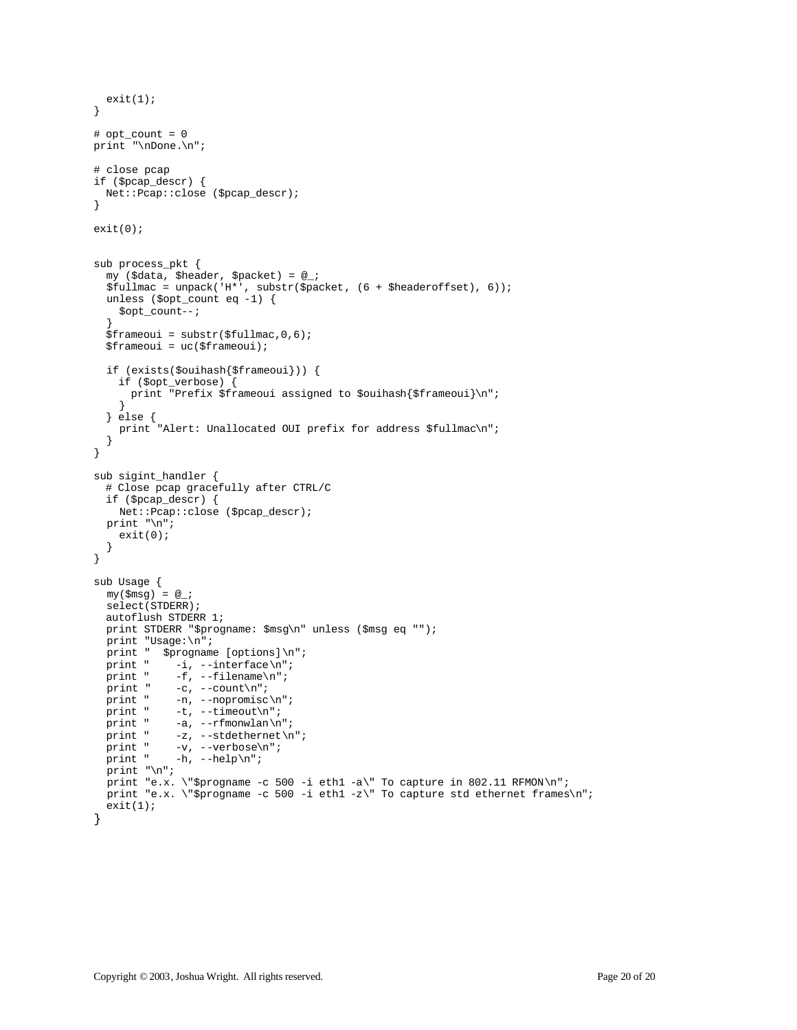```
  exit(1);
}

# opt_count = 0
print "\nDone.\n";

# close pcap
if ($pcap_descr) {
  Net::Pcap::close ($pcap_descr);
}

exit(0);


sub process_pkt {
  my ($data, $header, $packet) = @_;
  $fullmac = unpack('H*', substr($packet, (6 + $headeroffset), 6));
  unless ($opt_count eq -1) {
    $opt_count--;
  }
  $frameoui = substr($fullmac,0,6);
  $frameoui = uc($frameoui);

  if (exists($ouihash{$frameoui})) {
    if ($opt_verbose) {
      print "Prefix $frameoui assigned to $ouihash{$frameoui}\n";
    }
  } else {
    print "Alert: Unallocated OUI prefix for address $fullmac\n";
  }
}

sub sigint_handler {
  # Close pcap gracefully after CTRL/C
  if ($pcap_descr) {
    Net::Pcap::close ($pcap_descr);
  print "\n";
    exit(0);
  }
}

sub Usage {
  my($msg) = @_;
  select(STDERR);
  autoflush STDERR 1;
  print STDERR "$progname: $msg\n" unless ($msg eq "");
  print "Usage:\n";
  print "  $progname [options]\n";
  print "    -i, --interface\n";
  print "    -f, --filename\n";
  print "    -c, --count\n";
  print "    -n, --nopromisc\n";
  print "    -t, --timeout\n";
  print "    -a, --rfmonwlan\n";
  print "    -z, --stdethernet\n";
  print "    -v, --verbose\n";
  print "    -h, --help\n";
  print "\n";
  print "e.x. \"$progname -c 500 -i eth1 -a\" To capture in 802.11 RFMON\n";
  print "e.x. \"$progname -c 500 -i eth1 -z\" To capture std ethernet frames\n";
  exit(1);
}
```

Copyright © 2003, Joshua Wright. All rights reserved.